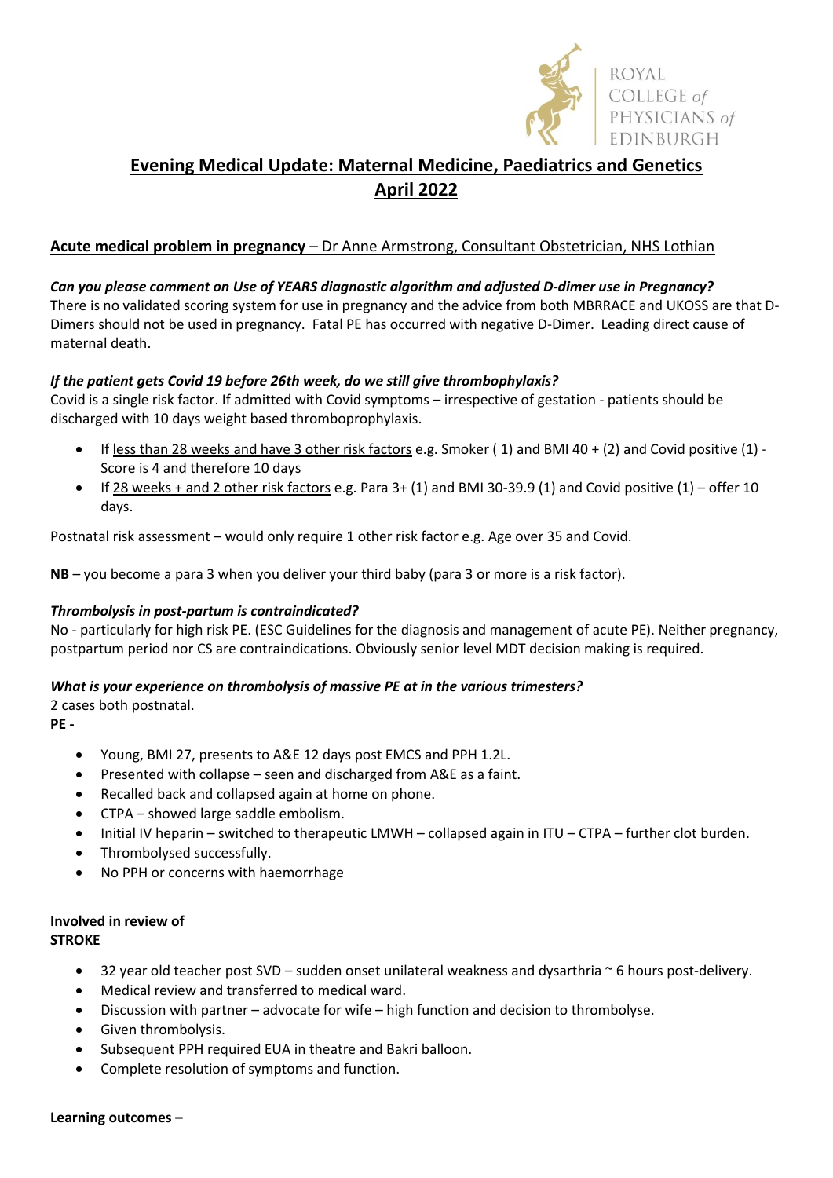# Evening Medical Update: Maternal Medicine, Paediatrics and Genetics April 2022

## Acute medical problem in pregnancy – Dr Anne Armstrong, Consultant Obstetrician, NHS Lothian

***Can you please comment on Use of YEARS diagnostic algorithm and adjusted D-dimer use in Pregnancy?***

There is no validated scoring system for use in pregnancy and the advice from both MBRRACE and UKOSS are that D-Dimers should not be used in pregnancy. Fatal PE has occurred with negative D-Dimer. Leading direct cause of maternal death.

***If the patient gets Covid 19 before 26th week, do we still give thrombophylaxis?***

Covid is a single risk factor. If admitted with Covid symptoms – irrespective of gestation - patients should be discharged with 10 days weight based thromboprophylaxis.

- If <u>less than 28 weeks and have 3 other risk factors</u> e.g. Smoker ( 1) and BMI 40 + (2) and Covid positive (1) - Score is 4 and therefore 10 days
- If <u>28 weeks + and 2 other risk factors</u> e.g. Para 3+ (1) and BMI 30-39.9 (1) and Covid positive (1) – offer 10 days.

Postnatal risk assessment – would only require 1 other risk factor e.g. Age over 35 and Covid.

**NB** – you become a para 3 when you deliver your third baby (para 3 or more is a risk factor).

***Thrombolysis in post-partum is contraindicated?***

No - particularly for high risk PE. (ESC Guidelines for the diagnosis and management of acute PE). Neither pregnancy, postpartum period nor CS are contraindications. Obviously senior level MDT decision making is required.

***What is your experience on thrombolysis of massive PE at in the various trimesters?***

2 cases both postnatal.

**PE -**

- Young, BMI 27, presents to A&E 12 days post EMCS and PPH 1.2L.
- Presented with collapse – seen and discharged from A&E as a faint.
- Recalled back and collapsed again at home on phone.
- CTPA – showed large saddle embolism.
- Initial IV heparin – switched to therapeutic LMWH – collapsed again in ITU – CTPA – further clot burden.
- Thrombolysed successfully.
- No PPH or concerns with haemorrhage

**Involved in review of**
**STROKE**

- 32 year old teacher post SVD – sudden onset unilateral weakness and dysarthria ~ 6 hours post-delivery.
- Medical review and transferred to medical ward.
- Discussion with partner – advocate for wife – high function and decision to thrombolyse.
- Given thrombolysis.
- Subsequent PPH required EUA in theatre and Bakri balloon.
- Complete resolution of symptoms and function.

**Learning outcomes –**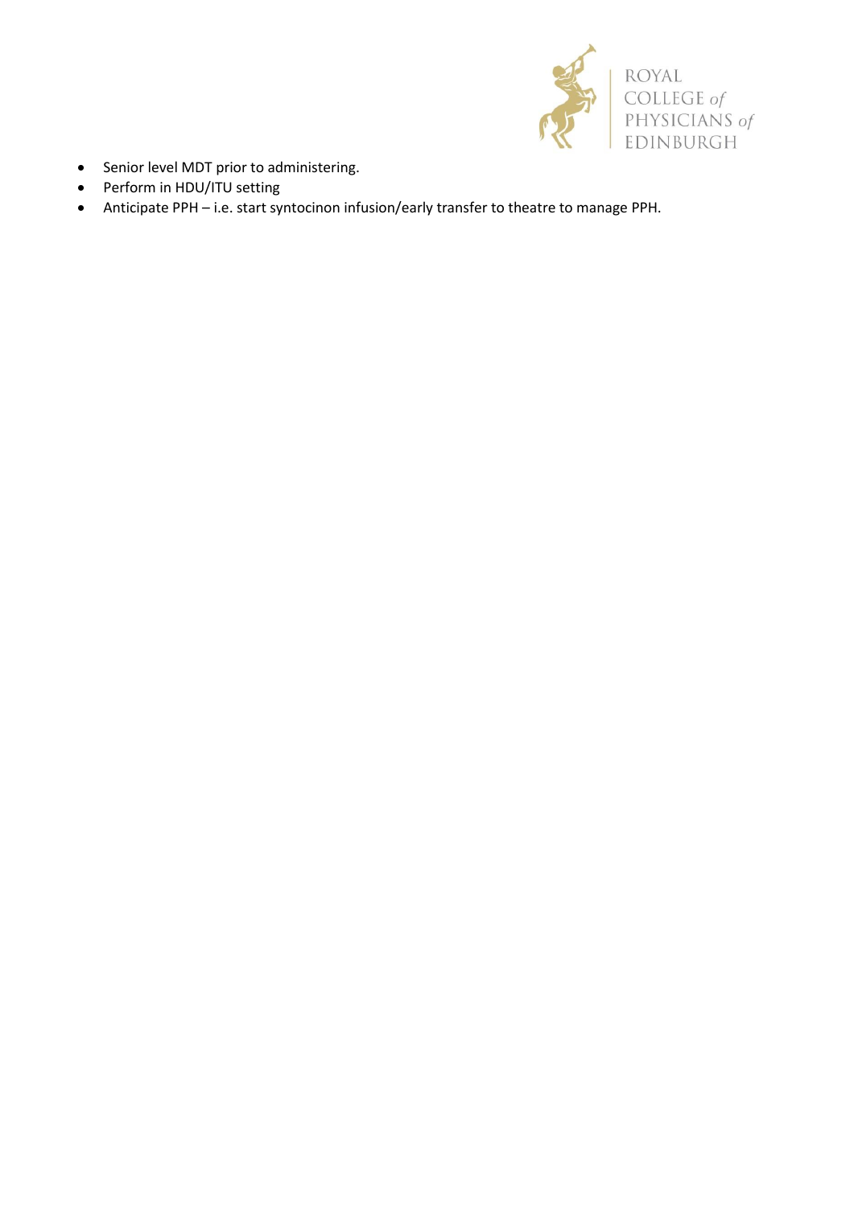- Senior level MDT prior to administering.
- Perform in HDU/ITU setting
- Anticipate PPH – i.e. start syntocinon infusion/early transfer to theatre to manage PPH.